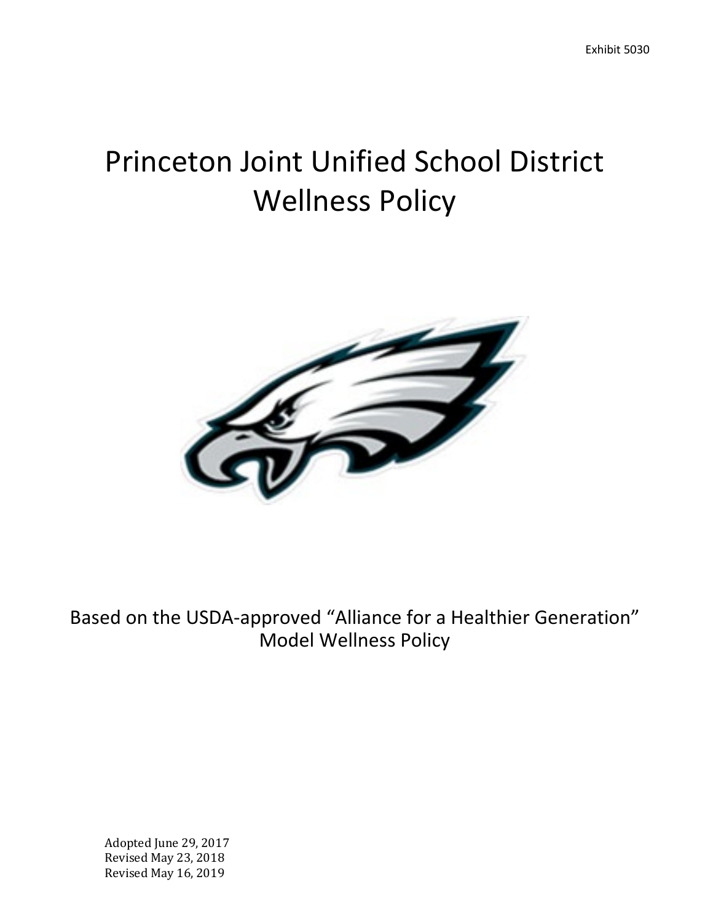Exhibit 5030

# Princeton Joint Unified School District Wellness Policy

Based on the USDA-approved "Alliance for a Healthier Generation" Model Wellness Policy

Adopted June 29, 2017
Revised May 23, 2018
Revised May 16, 2019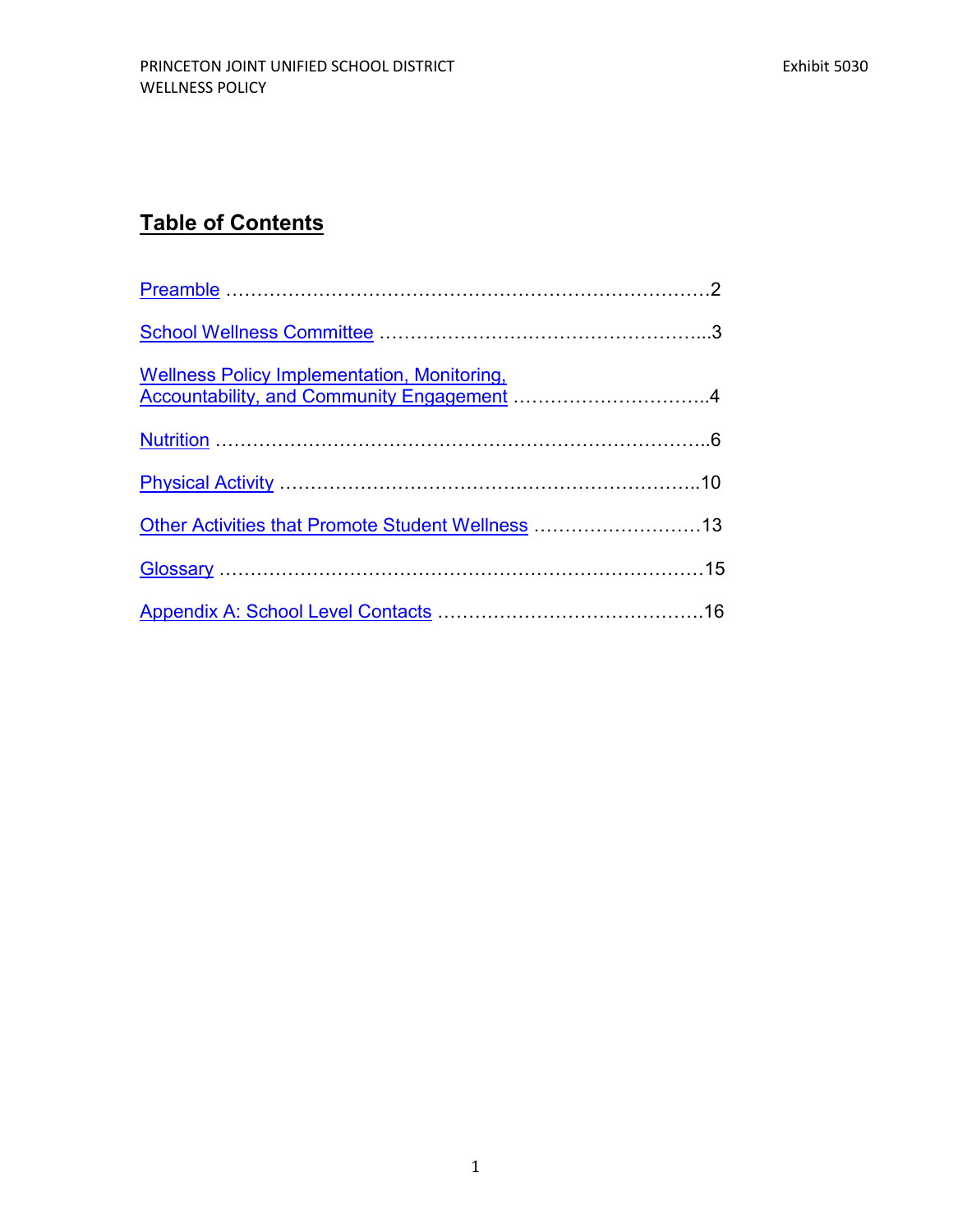## Table of Contents

Preamble ……………………………………………………………………2

School Wellness Committee ……………………………………………...3

Wellness Policy Implementation, Monitoring, Accountability, and Community Engagement …………………………..4

Nutrition ……………………………………………………………………..6

Physical Activity …………………………………………………………..10

Other Activities that Promote Student Wellness ………………………13

Glossary ……………………………………………………………………15

Appendix A: School Level Contacts ……………………………………..16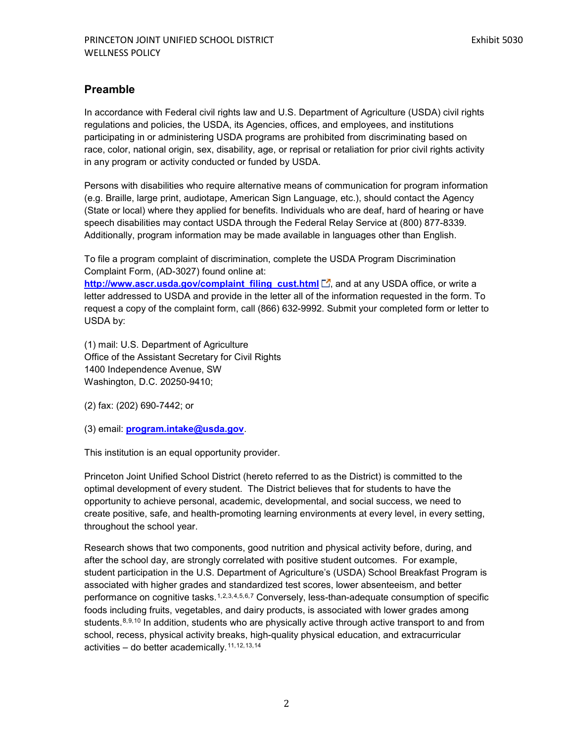## Preamble

In accordance with Federal civil rights law and U.S. Department of Agriculture (USDA) civil rights regulations and policies, the USDA, its Agencies, offices, and employees, and institutions participating in or administering USDA programs are prohibited from discriminating based on race, color, national origin, sex, disability, age, or reprisal or retaliation for prior civil rights activity in any program or activity conducted or funded by USDA.

Persons with disabilities who require alternative means of communication for program information (e.g. Braille, large print, audiotape, American Sign Language, etc.), should contact the Agency (State or local) where they applied for benefits. Individuals who are deaf, hard of hearing or have speech disabilities may contact USDA through the Federal Relay Service at (800) 877-8339. Additionally, program information may be made available in languages other than English.

To file a program complaint of discrimination, complete the USDA Program Discrimination Complaint Form, (AD-3027) found online at: **http://www.ascr.usda.gov/complaint_filing_cust.html**, and at any USDA office, or write a letter addressed to USDA and provide in the letter all of the information requested in the form. To request a copy of the complaint form, call (866) 632-9992. Submit your completed form or letter to USDA by:

(1) mail: U.S. Department of Agriculture
Office of the Assistant Secretary for Civil Rights
1400 Independence Avenue, SW
Washington, D.C. 20250-9410;

(2) fax: (202) 690-7442; or

(3) email: **program.intake@usda.gov**.

This institution is an equal opportunity provider.

Princeton Joint Unified School District (hereto referred to as the District) is committed to the optimal development of every student. The District believes that for students to have the opportunity to achieve personal, academic, developmental, and social success, we need to create positive, safe, and health-promoting learning environments at every level, in every setting, throughout the school year.

Research shows that two components, good nutrition and physical activity before, during, and after the school day, are strongly correlated with positive student outcomes. For example, student participation in the U.S. Department of Agriculture's (USDA) School Breakfast Program is associated with higher grades and standardized test scores, lower absenteeism, and better performance on cognitive tasks.[1,2,3,4,5,6,7] Conversely, less-than-adequate consumption of specific foods including fruits, vegetables, and dairy products, is associated with lower grades among students.[8,9,10] In addition, students who are physically active through active transport to and from school, recess, physical activity breaks, high-quality physical education, and extracurricular activities – do better academically.[11,12,13,14]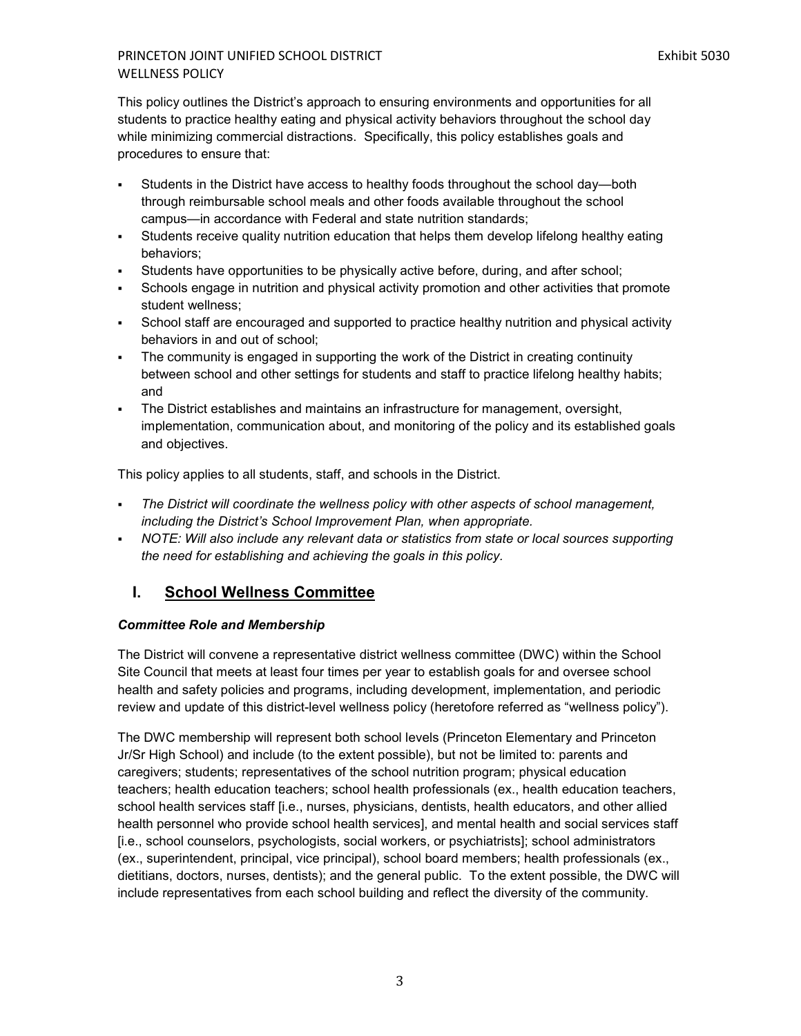This policy outlines the District's approach to ensuring environments and opportunities for all students to practice healthy eating and physical activity behaviors throughout the school day while minimizing commercial distractions. Specifically, this policy establishes goals and procedures to ensure that:

- Students in the District have access to healthy foods throughout the school day—both through reimbursable school meals and other foods available throughout the school campus—in accordance with Federal and state nutrition standards;
- Students receive quality nutrition education that helps them develop lifelong healthy eating behaviors;
- Students have opportunities to be physically active before, during, and after school;
- Schools engage in nutrition and physical activity promotion and other activities that promote student wellness;
- School staff are encouraged and supported to practice healthy nutrition and physical activity behaviors in and out of school;
- The community is engaged in supporting the work of the District in creating continuity between school and other settings for students and staff to practice lifelong healthy habits; and
- The District establishes and maintains an infrastructure for management, oversight, implementation, communication about, and monitoring of the policy and its established goals and objectives.

This policy applies to all students, staff, and schools in the District.

- *The District will coordinate the wellness policy with other aspects of school management, including the District's School Improvement Plan, when appropriate.*
- *NOTE: Will also include any relevant data or statistics from state or local sources supporting the need for establishing and achieving the goals in this policy.*

## I. School Wellness Committee

***Committee Role and Membership***

The District will convene a representative district wellness committee (DWC) within the School Site Council that meets at least four times per year to establish goals for and oversee school health and safety policies and programs, including development, implementation, and periodic review and update of this district-level wellness policy (heretofore referred as "wellness policy").

The DWC membership will represent both school levels (Princeton Elementary and Princeton Jr/Sr High School) and include (to the extent possible), but not be limited to: parents and caregivers; students; representatives of the school nutrition program; physical education teachers; health education teachers; school health professionals (ex., health education teachers, school health services staff [i.e., nurses, physicians, dentists, health educators, and other allied health personnel who provide school health services], and mental health and social services staff [i.e., school counselors, psychologists, social workers, or psychiatrists]; school administrators (ex., superintendent, principal, vice principal), school board members; health professionals (ex., dietitians, doctors, nurses, dentists); and the general public. To the extent possible, the DWC will include representatives from each school building and reflect the diversity of the community.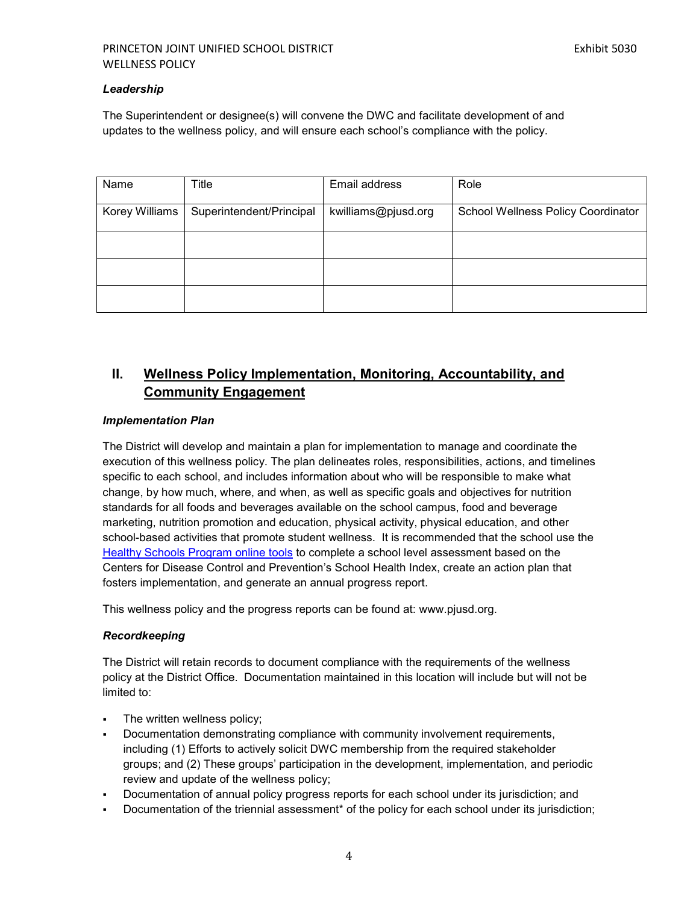### *Leadership*

The Superintendent or designee(s) will convene the DWC and facilitate development of and updates to the wellness policy, and will ensure each school's compliance with the policy.

| Name | Title | Email address | Role |
|---|---|---|---|
| Korey Williams | Superintendent/Principal | kwilliams@pjusd.org | School Wellness Policy Coordinator |
| | | | |
| | | | |
| | | | |

## II. Wellness Policy Implementation, Monitoring, Accountability, and Community Engagement

### *Implementation Plan*

The District will develop and maintain a plan for implementation to manage and coordinate the execution of this wellness policy. The plan delineates roles, responsibilities, actions, and timelines specific to each school, and includes information about who will be responsible to make what change, by how much, where, and when, as well as specific goals and objectives for nutrition standards for all foods and beverages available on the school campus, food and beverage marketing, nutrition promotion and education, physical activity, physical education, and other school-based activities that promote student wellness. It is recommended that the school use the Healthy Schools Program online tools to complete a school level assessment based on the Centers for Disease Control and Prevention's School Health Index, create an action plan that fosters implementation, and generate an annual progress report.

This wellness policy and the progress reports can be found at: www.pjusd.org.

### *Recordkeeping*

The District will retain records to document compliance with the requirements of the wellness policy at the District Office. Documentation maintained in this location will include but will not be limited to:

- The written wellness policy;
- Documentation demonstrating compliance with community involvement requirements, including (1) Efforts to actively solicit DWC membership from the required stakeholder groups; and (2) These groups' participation in the development, implementation, and periodic review and update of the wellness policy;
- Documentation of annual policy progress reports for each school under its jurisdiction; and
- Documentation of the triennial assessment* of the policy for each school under its jurisdiction;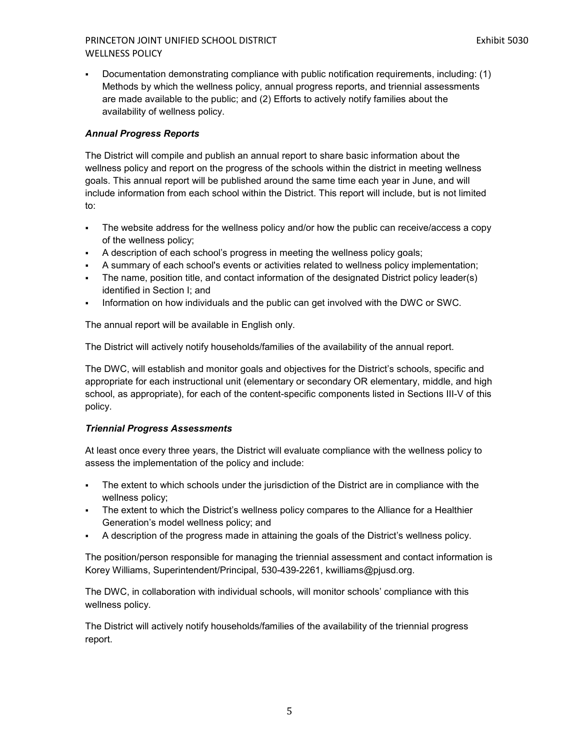- Documentation demonstrating compliance with public notification requirements, including: (1) Methods by which the wellness policy, annual progress reports, and triennial assessments are made available to the public; and (2) Efforts to actively notify families about the availability of wellness policy.

***Annual Progress Reports***

The District will compile and publish an annual report to share basic information about the wellness policy and report on the progress of the schools within the district in meeting wellness goals. This annual report will be published around the same time each year in June, and will include information from each school within the District. This report will include, but is not limited to:

- The website address for the wellness policy and/or how the public can receive/access a copy of the wellness policy;
- A description of each school's progress in meeting the wellness policy goals;
- A summary of each school's events or activities related to wellness policy implementation;
- The name, position title, and contact information of the designated District policy leader(s) identified in Section I; and
- Information on how individuals and the public can get involved with the DWC or SWC.

The annual report will be available in English only.

The District will actively notify households/families of the availability of the annual report.

The DWC, will establish and monitor goals and objectives for the District's schools, specific and appropriate for each instructional unit (elementary or secondary OR elementary, middle, and high school, as appropriate), for each of the content-specific components listed in Sections III-V of this policy.

***Triennial Progress Assessments***

At least once every three years, the District will evaluate compliance with the wellness policy to assess the implementation of the policy and include:

- The extent to which schools under the jurisdiction of the District are in compliance with the wellness policy;
- The extent to which the District's wellness policy compares to the Alliance for a Healthier Generation's model wellness policy; and
- A description of the progress made in attaining the goals of the District's wellness policy.

The position/person responsible for managing the triennial assessment and contact information is Korey Williams, Superintendent/Principal, 530-439-2261, kwilliams@pjusd.org.

The DWC, in collaboration with individual schools, will monitor schools' compliance with this wellness policy.

The District will actively notify households/families of the availability of the triennial progress report.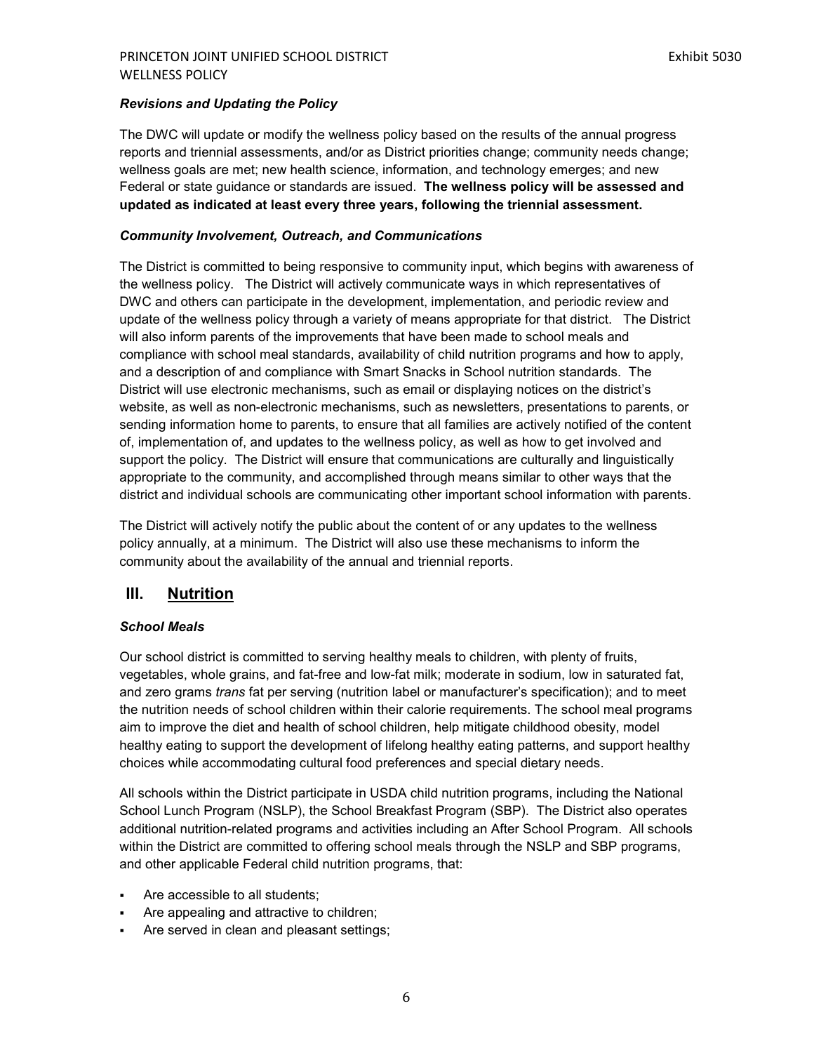### *Revisions and Updating the Policy*

The DWC will update or modify the wellness policy based on the results of the annual progress reports and triennial assessments, and/or as District priorities change; community needs change; wellness goals are met; new health science, information, and technology emerges; and new Federal or state guidance or standards are issued. **The wellness policy will be assessed and updated as indicated at least every three years, following the triennial assessment.**

### *Community Involvement, Outreach, and Communications*

The District is committed to being responsive to community input, which begins with awareness of the wellness policy. The District will actively communicate ways in which representatives of DWC and others can participate in the development, implementation, and periodic review and update of the wellness policy through a variety of means appropriate for that district. The District will also inform parents of the improvements that have been made to school meals and compliance with school meal standards, availability of child nutrition programs and how to apply, and a description of and compliance with Smart Snacks in School nutrition standards. The District will use electronic mechanisms, such as email or displaying notices on the district's website, as well as non-electronic mechanisms, such as newsletters, presentations to parents, or sending information home to parents, to ensure that all families are actively notified of the content of, implementation of, and updates to the wellness policy, as well as how to get involved and support the policy. The District will ensure that communications are culturally and linguistically appropriate to the community, and accomplished through means similar to other ways that the district and individual schools are communicating other important school information with parents.

The District will actively notify the public about the content of or any updates to the wellness policy annually, at a minimum. The District will also use these mechanisms to inform the community about the availability of the annual and triennial reports.

## III. <u>Nutrition</u>

### *School Meals*

Our school district is committed to serving healthy meals to children, with plenty of fruits, vegetables, whole grains, and fat-free and low-fat milk; moderate in sodium, low in saturated fat, and zero grams *trans* fat per serving (nutrition label or manufacturer's specification); and to meet the nutrition needs of school children within their calorie requirements. The school meal programs aim to improve the diet and health of school children, help mitigate childhood obesity, model healthy eating to support the development of lifelong healthy eating patterns, and support healthy choices while accommodating cultural food preferences and special dietary needs.

All schools within the District participate in USDA child nutrition programs, including the National School Lunch Program (NSLP), the School Breakfast Program (SBP). The District also operates additional nutrition-related programs and activities including an After School Program. All schools within the District are committed to offering school meals through the NSLP and SBP programs, and other applicable Federal child nutrition programs, that:

- Are accessible to all students;
- Are appealing and attractive to children;
- Are served in clean and pleasant settings;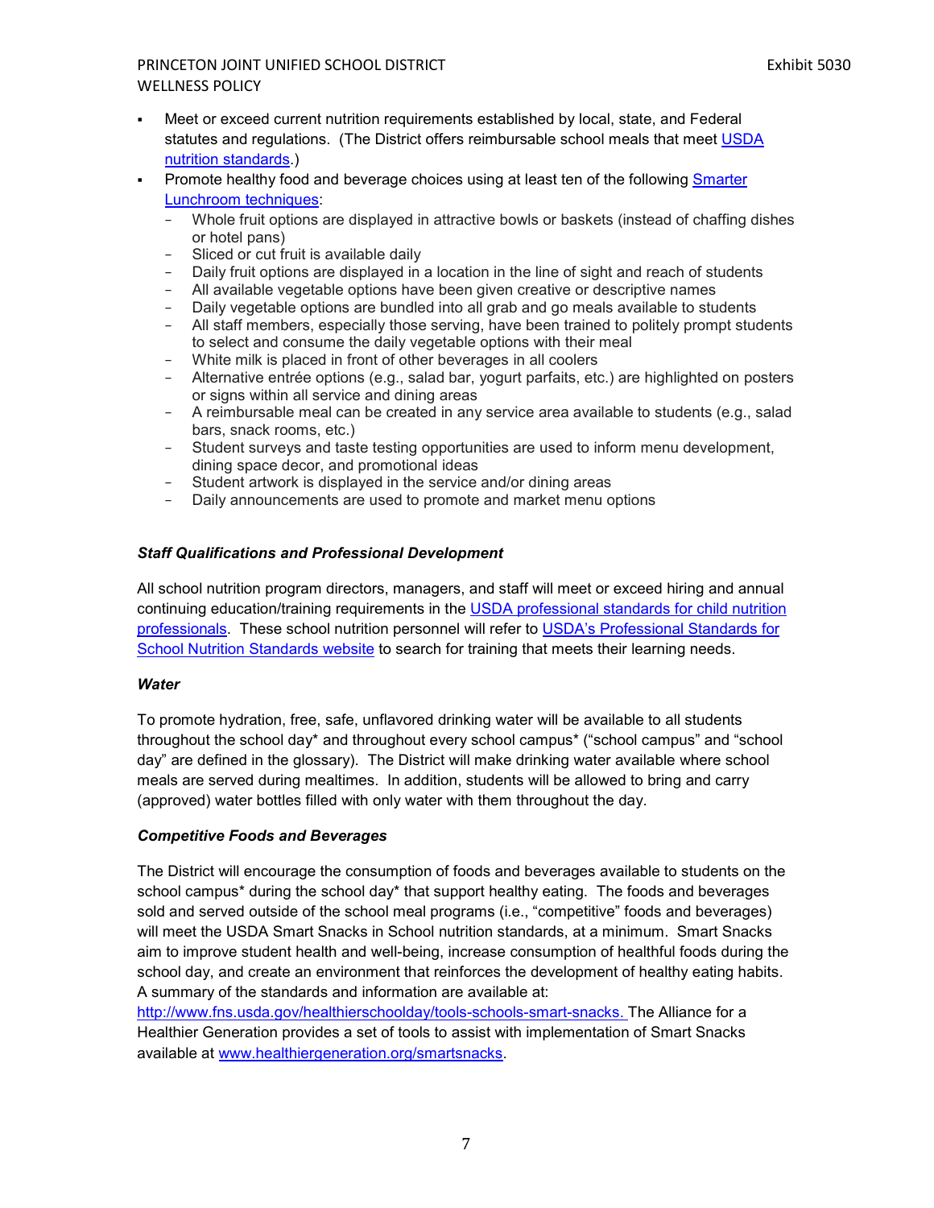- Meet or exceed current nutrition requirements established by local, state, and Federal statutes and regulations. (The District offers reimbursable school meals that meet USDA nutrition standards.)
- Promote healthy food and beverage choices using at least ten of the following Smarter Lunchroom techniques:
  - Whole fruit options are displayed in attractive bowls or baskets (instead of chaffing dishes or hotel pans)
  - Sliced or cut fruit is available daily
  - Daily fruit options are displayed in a location in the line of sight and reach of students
  - All available vegetable options have been given creative or descriptive names
  - Daily vegetable options are bundled into all grab and go meals available to students
  - All staff members, especially those serving, have been trained to politely prompt students to select and consume the daily vegetable options with their meal
  - White milk is placed in front of other beverages in all coolers
  - Alternative entrée options (e.g., salad bar, yogurt parfaits, etc.) are highlighted on posters or signs within all service and dining areas
  - A reimbursable meal can be created in any service area available to students (e.g., salad bars, snack rooms, etc.)
  - Student surveys and taste testing opportunities are used to inform menu development, dining space decor, and promotional ideas
  - Student artwork is displayed in the service and/or dining areas
  - Daily announcements are used to promote and market menu options

***Staff Qualifications and Professional Development***

All school nutrition program directors, managers, and staff will meet or exceed hiring and annual continuing education/training requirements in the USDA professional standards for child nutrition professionals. These school nutrition personnel will refer to USDA's Professional Standards for School Nutrition Standards website to search for training that meets their learning needs.

***Water***

To promote hydration, free, safe, unflavored drinking water will be available to all students throughout the school day* and throughout every school campus* ("school campus" and "school day" are defined in the glossary). The District will make drinking water available where school meals are served during mealtimes. In addition, students will be allowed to bring and carry (approved) water bottles filled with only water with them throughout the day.

***Competitive Foods and Beverages***

The District will encourage the consumption of foods and beverages available to students on the school campus* during the school day* that support healthy eating. The foods and beverages sold and served outside of the school meal programs (i.e., "competitive" foods and beverages) will meet the USDA Smart Snacks in School nutrition standards, at a minimum. Smart Snacks aim to improve student health and well-being, increase consumption of healthful foods during the school day, and create an environment that reinforces the development of healthy eating habits. A summary of the standards and information are available at: http://www.fns.usda.gov/healthierschoolday/tools-schools-smart-snacks. The Alliance for a Healthier Generation provides a set of tools to assist with implementation of Smart Snacks available at www.healthiergeneration.org/smartsnacks.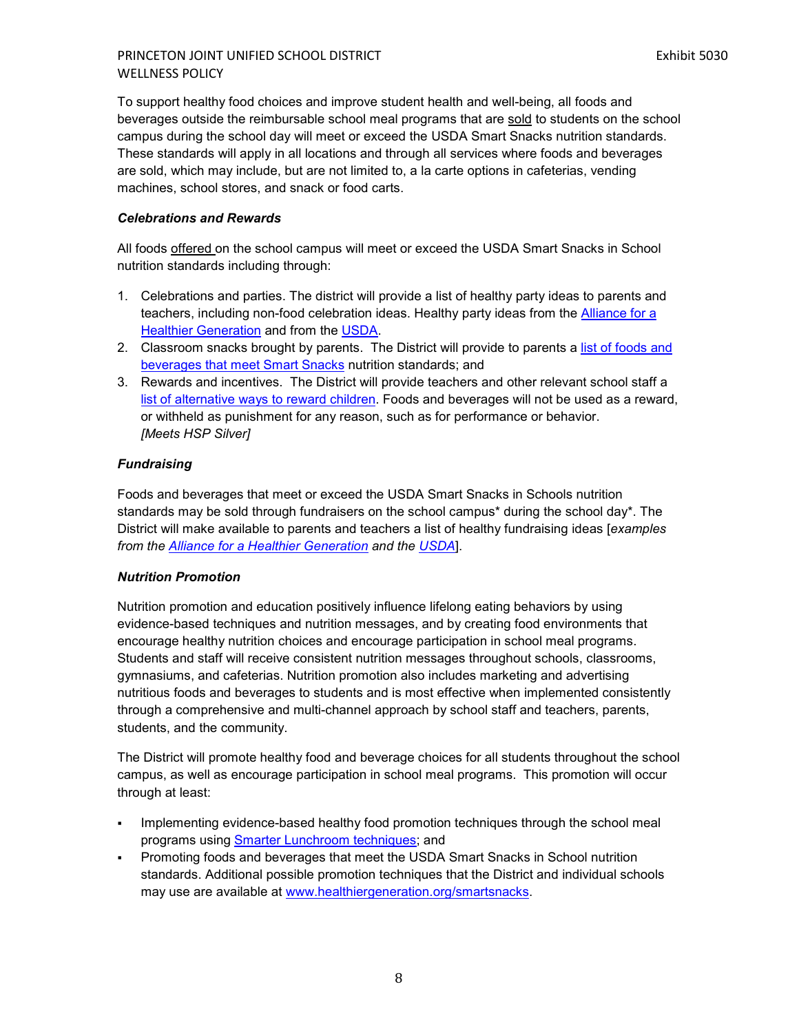To support healthy food choices and improve student health and well-being, all foods and beverages outside the reimbursable school meal programs that are sold to students on the school campus during the school day will meet or exceed the USDA Smart Snacks nutrition standards. These standards will apply in all locations and through all services where foods and beverages are sold, which may include, but are not limited to, a la carte options in cafeterias, vending machines, school stores, and snack or food carts.

***Celebrations and Rewards***

All foods offered on the school campus will meet or exceed the USDA Smart Snacks in School nutrition standards including through:

1. Celebrations and parties. The district will provide a list of healthy party ideas to parents and teachers, including non-food celebration ideas. Healthy party ideas from the Alliance for a Healthier Generation and from the USDA.
2. Classroom snacks brought by parents. The District will provide to parents a list of foods and beverages that meet Smart Snacks nutrition standards; and
3. Rewards and incentives. The District will provide teachers and other relevant school staff a list of alternative ways to reward children. Foods and beverages will not be used as a reward, or withheld as punishment for any reason, such as for performance or behavior. *[Meets HSP Silver]*

***Fundraising***

Foods and beverages that meet or exceed the USDA Smart Snacks in Schools nutrition standards may be sold through fundraisers on the school campus* during the school day*. The District will make available to parents and teachers a list of healthy fundraising ideas [*examples from the Alliance for a Healthier Generation and the USDA*].

***Nutrition Promotion***

Nutrition promotion and education positively influence lifelong eating behaviors by using evidence-based techniques and nutrition messages, and by creating food environments that encourage healthy nutrition choices and encourage participation in school meal programs. Students and staff will receive consistent nutrition messages throughout schools, classrooms, gymnasiums, and cafeterias. Nutrition promotion also includes marketing and advertising nutritious foods and beverages to students and is most effective when implemented consistently through a comprehensive and multi-channel approach by school staff and teachers, parents, students, and the community.

The District will promote healthy food and beverage choices for all students throughout the school campus, as well as encourage participation in school meal programs. This promotion will occur through at least:

- Implementing evidence-based healthy food promotion techniques through the school meal programs using Smarter Lunchroom techniques; and
- Promoting foods and beverages that meet the USDA Smart Snacks in School nutrition standards. Additional possible promotion techniques that the District and individual schools may use are available at www.healthiergeneration.org/smartsnacks.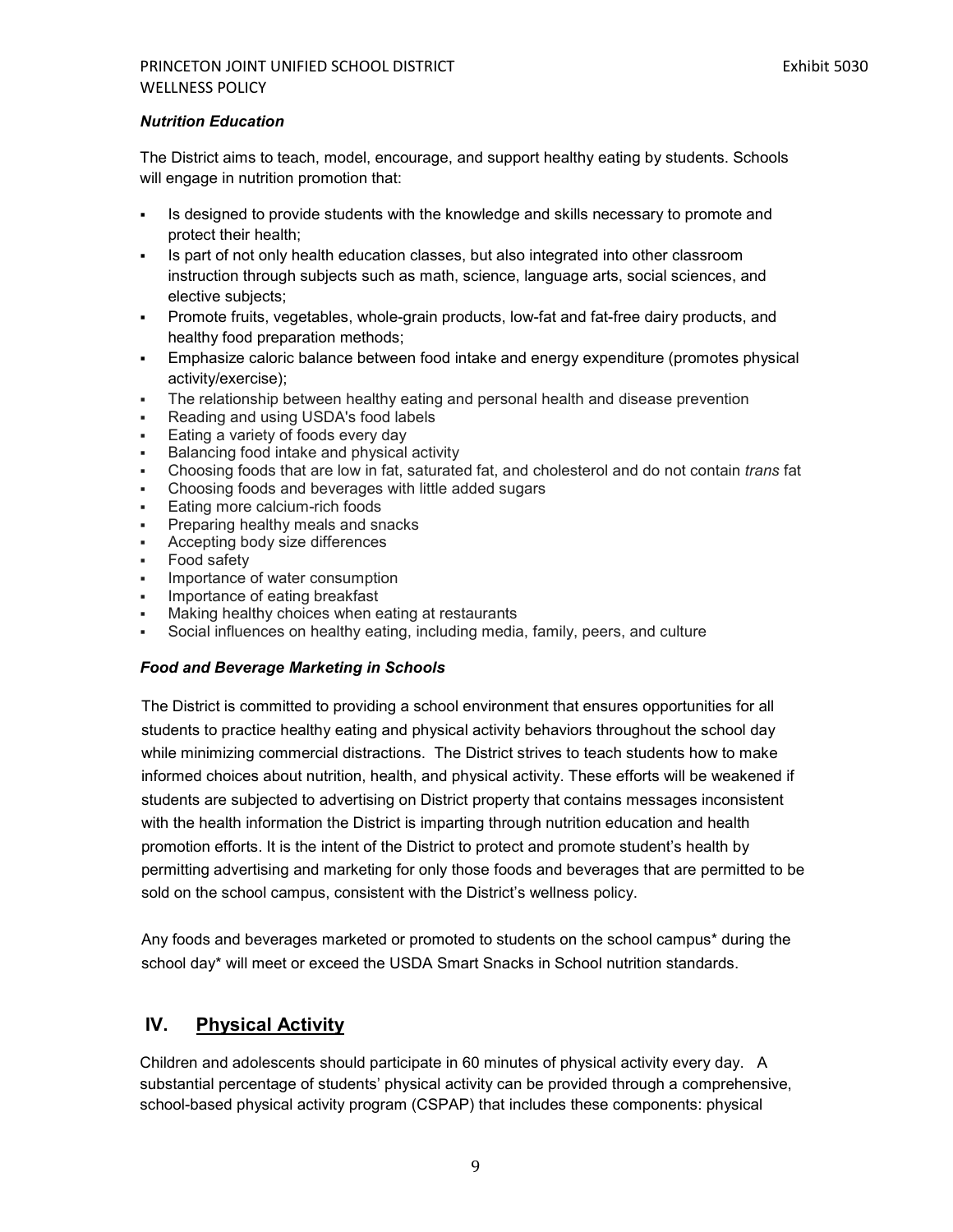### *Nutrition Education*

The District aims to teach, model, encourage, and support healthy eating by students. Schools will engage in nutrition promotion that:

- Is designed to provide students with the knowledge and skills necessary to promote and protect their health;
- Is part of not only health education classes, but also integrated into other classroom instruction through subjects such as math, science, language arts, social sciences, and elective subjects;
- Promote fruits, vegetables, whole-grain products, low-fat and fat-free dairy products, and healthy food preparation methods;
- Emphasize caloric balance between food intake and energy expenditure (promotes physical activity/exercise);
- The relationship between healthy eating and personal health and disease prevention
- Reading and using USDA's food labels
- Eating a variety of foods every day
- Balancing food intake and physical activity
- Choosing foods that are low in fat, saturated fat, and cholesterol and do not contain *trans* fat
- Choosing foods and beverages with little added sugars
- Eating more calcium-rich foods
- Preparing healthy meals and snacks
- Accepting body size differences
- Food safety
- Importance of water consumption
- Importance of eating breakfast
- Making healthy choices when eating at restaurants
- Social influences on healthy eating, including media, family, peers, and culture

### *Food and Beverage Marketing in Schools*

The District is committed to providing a school environment that ensures opportunities for all students to practice healthy eating and physical activity behaviors throughout the school day while minimizing commercial distractions. The District strives to teach students how to make informed choices about nutrition, health, and physical activity. These efforts will be weakened if students are subjected to advertising on District property that contains messages inconsistent with the health information the District is imparting through nutrition education and health promotion efforts. It is the intent of the District to protect and promote student's health by permitting advertising and marketing for only those foods and beverages that are permitted to be sold on the school campus, consistent with the District's wellness policy.

Any foods and beverages marketed or promoted to students on the school campus* during the school day* will meet or exceed the USDA Smart Snacks in School nutrition standards.

## IV. Physical Activity

Children and adolescents should participate in 60 minutes of physical activity every day. A substantial percentage of students' physical activity can be provided through a comprehensive, school-based physical activity program (CSPAP) that includes these components: physical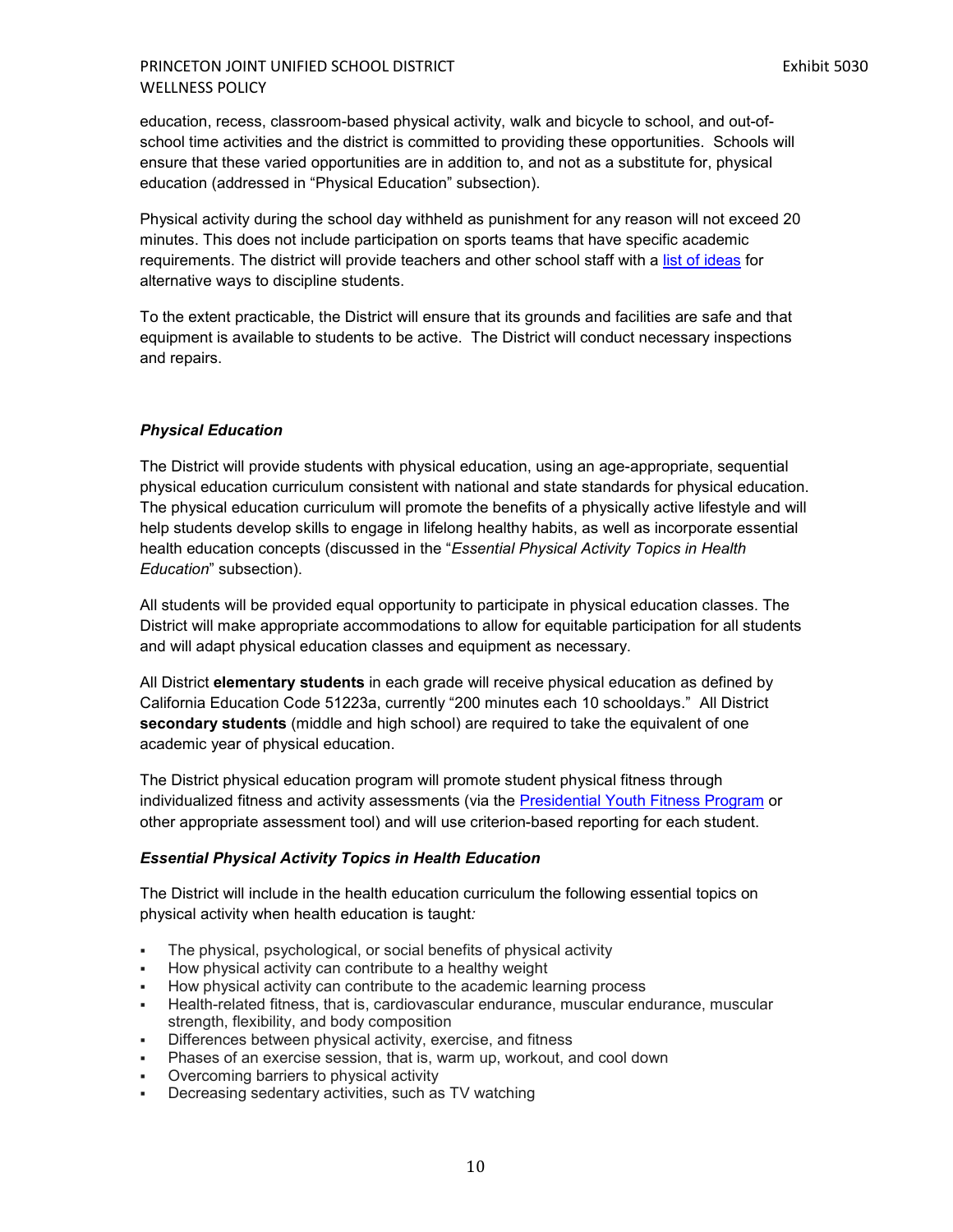education, recess, classroom-based physical activity, walk and bicycle to school, and out-of-school time activities and the district is committed to providing these opportunities. Schools will ensure that these varied opportunities are in addition to, and not as a substitute for, physical education (addressed in "Physical Education" subsection).

Physical activity during the school day withheld as punishment for any reason will not exceed 20 minutes. This does not include participation on sports teams that have specific academic requirements. The district will provide teachers and other school staff with a list of ideas for alternative ways to discipline students.

To the extent practicable, the District will ensure that its grounds and facilities are safe and that equipment is available to students to be active. The District will conduct necessary inspections and repairs.

### *Physical Education*

The District will provide students with physical education, using an age-appropriate, sequential physical education curriculum consistent with national and state standards for physical education. The physical education curriculum will promote the benefits of a physically active lifestyle and will help students develop skills to engage in lifelong healthy habits, as well as incorporate essential health education concepts (discussed in the "*Essential Physical Activity Topics in Health Education*" subsection).

All students will be provided equal opportunity to participate in physical education classes. The District will make appropriate accommodations to allow for equitable participation for all students and will adapt physical education classes and equipment as necessary.

All District **elementary students** in each grade will receive physical education as defined by California Education Code 51223a, currently "200 minutes each 10 schooldays." All District **secondary students** (middle and high school) are required to take the equivalent of one academic year of physical education.

The District physical education program will promote student physical fitness through individualized fitness and activity assessments (via the Presidential Youth Fitness Program or other appropriate assessment tool) and will use criterion-based reporting for each student.

### *Essential Physical Activity Topics in Health Education*

The District will include in the health education curriculum the following essential topics on physical activity when health education is taught*:*

- The physical, psychological, or social benefits of physical activity
- How physical activity can contribute to a healthy weight
- How physical activity can contribute to the academic learning process
- Health-related fitness, that is, cardiovascular endurance, muscular endurance, muscular strength, flexibility, and body composition
- Differences between physical activity, exercise, and fitness
- Phases of an exercise session, that is, warm up, workout, and cool down
- Overcoming barriers to physical activity
- Decreasing sedentary activities, such as TV watching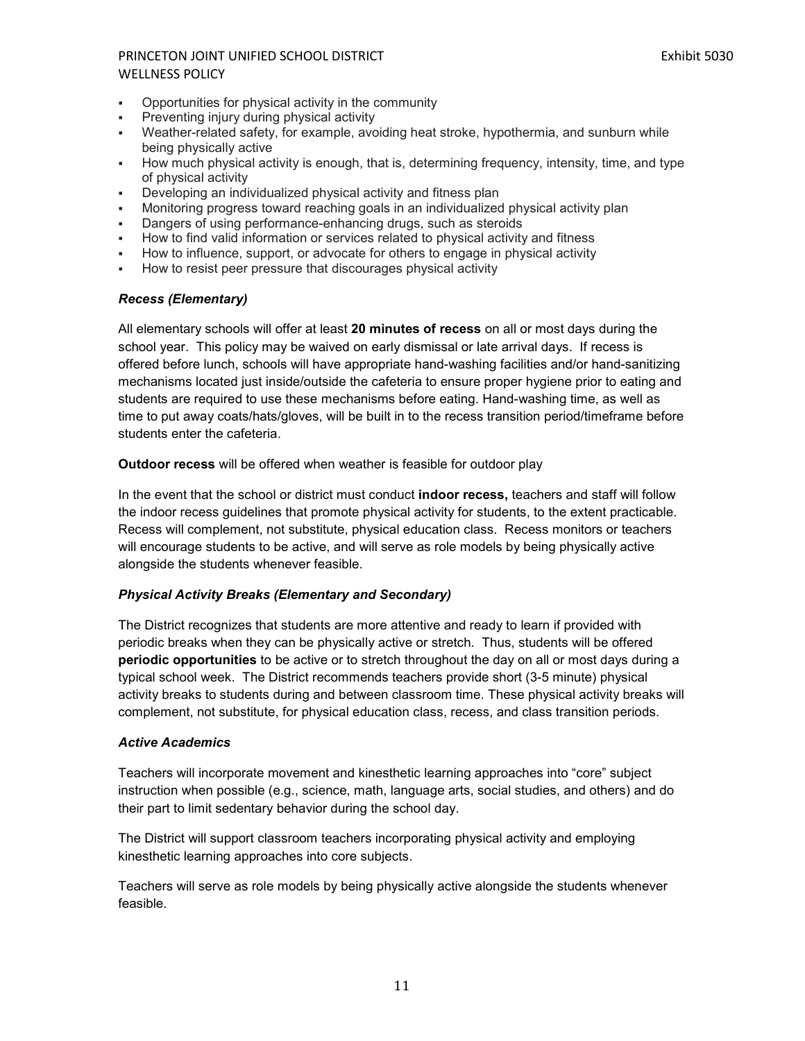- Opportunities for physical activity in the community
- Preventing injury during physical activity
- Weather-related safety, for example, avoiding heat stroke, hypothermia, and sunburn while being physically active
- How much physical activity is enough, that is, determining frequency, intensity, time, and type of physical activity
- Developing an individualized physical activity and fitness plan
- Monitoring progress toward reaching goals in an individualized physical activity plan
- Dangers of using performance-enhancing drugs, such as steroids
- How to find valid information or services related to physical activity and fitness
- How to influence, support, or advocate for others to engage in physical activity
- How to resist peer pressure that discourages physical activity

### *Recess (Elementary)*

All elementary schools will offer at least **20 minutes of recess** on all or most days during the school year. This policy may be waived on early dismissal or late arrival days. If recess is offered before lunch, schools will have appropriate hand-washing facilities and/or hand-sanitizing mechanisms located just inside/outside the cafeteria to ensure proper hygiene prior to eating and students are required to use these mechanisms before eating. Hand-washing time, as well as time to put away coats/hats/gloves, will be built in to the recess transition period/timeframe before students enter the cafeteria.

**Outdoor recess** will be offered when weather is feasible for outdoor play

In the event that the school or district must conduct **indoor recess,** teachers and staff will follow the indoor recess guidelines that promote physical activity for students, to the extent practicable. Recess will complement, not substitute, physical education class. Recess monitors or teachers will encourage students to be active, and will serve as role models by being physically active alongside the students whenever feasible.

### *Physical Activity Breaks (Elementary and Secondary)*

The District recognizes that students are more attentive and ready to learn if provided with periodic breaks when they can be physically active or stretch. Thus, students will be offered **periodic opportunities** to be active or to stretch throughout the day on all or most days during a typical school week. The District recommends teachers provide short (3-5 minute) physical activity breaks to students during and between classroom time. These physical activity breaks will complement, not substitute, for physical education class, recess, and class transition periods.

### *Active Academics*

Teachers will incorporate movement and kinesthetic learning approaches into "core" subject instruction when possible (e.g., science, math, language arts, social studies, and others) and do their part to limit sedentary behavior during the school day.

The District will support classroom teachers incorporating physical activity and employing kinesthetic learning approaches into core subjects.

Teachers will serve as role models by being physically active alongside the students whenever feasible.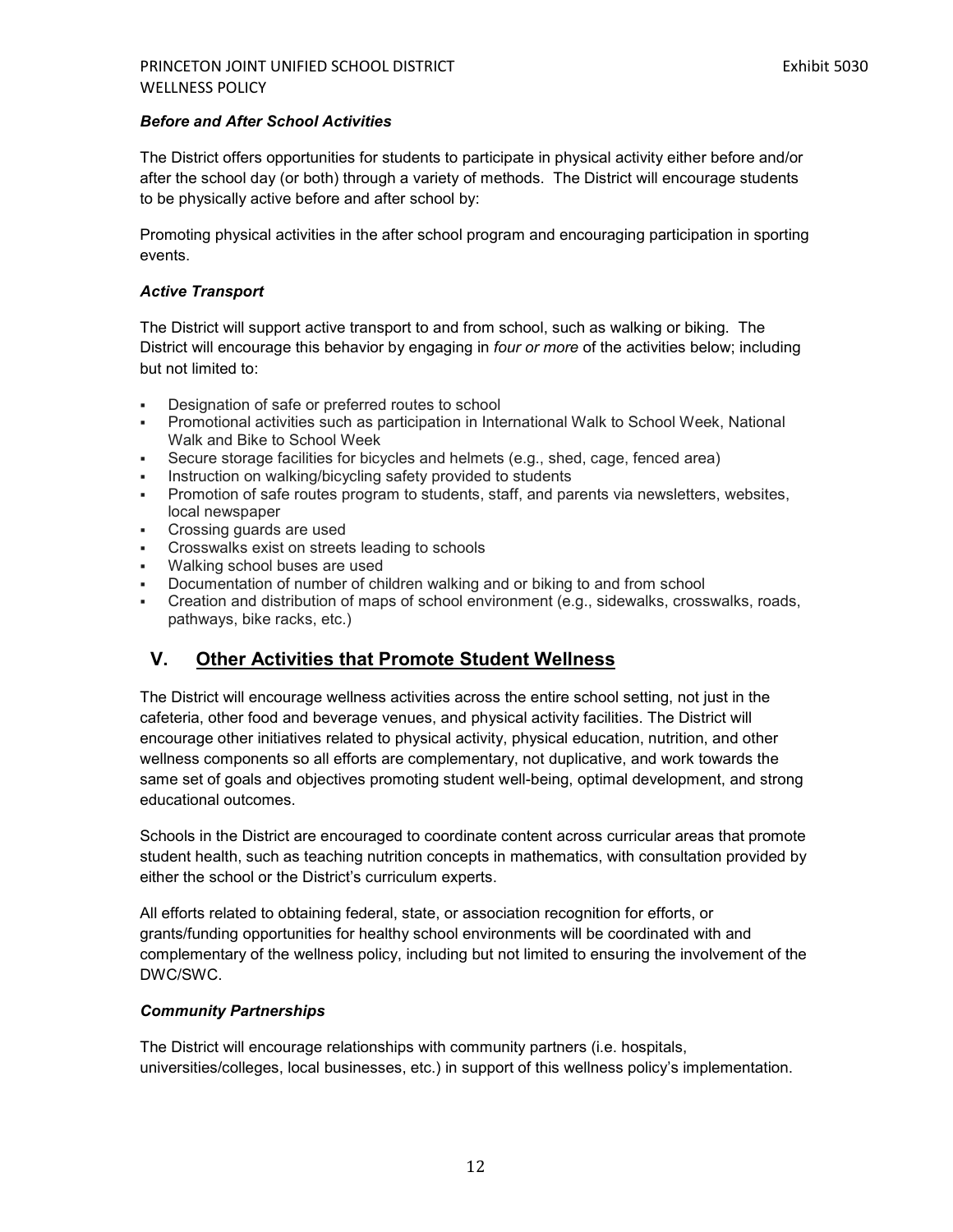### *Before and After School Activities*

The District offers opportunities for students to participate in physical activity either before and/or after the school day (or both) through a variety of methods. The District will encourage students to be physically active before and after school by:

Promoting physical activities in the after school program and encouraging participation in sporting events.

### *Active Transport*

The District will support active transport to and from school, such as walking or biking. The District will encourage this behavior by engaging in *four or more* of the activities below; including but not limited to:

- Designation of safe or preferred routes to school
- Promotional activities such as participation in International Walk to School Week, National Walk and Bike to School Week
- Secure storage facilities for bicycles and helmets (e.g., shed, cage, fenced area)
- Instruction on walking/bicycling safety provided to students
- Promotion of safe routes program to students, staff, and parents via newsletters, websites, local newspaper
- Crossing guards are used
- Crosswalks exist on streets leading to schools
- Walking school buses are used
- Documentation of number of children walking and or biking to and from school
- Creation and distribution of maps of school environment (e.g., sidewalks, crosswalks, roads, pathways, bike racks, etc.)

## V. Other Activities that Promote Student Wellness

The District will encourage wellness activities across the entire school setting, not just in the cafeteria, other food and beverage venues, and physical activity facilities. The District will encourage other initiatives related to physical activity, physical education, nutrition, and other wellness components so all efforts are complementary, not duplicative, and work towards the same set of goals and objectives promoting student well-being, optimal development, and strong educational outcomes.

Schools in the District are encouraged to coordinate content across curricular areas that promote student health, such as teaching nutrition concepts in mathematics, with consultation provided by either the school or the District's curriculum experts.

All efforts related to obtaining federal, state, or association recognition for efforts, or grants/funding opportunities for healthy school environments will be coordinated with and complementary of the wellness policy, including but not limited to ensuring the involvement of the DWC/SWC.

### *Community Partnerships*

The District will encourage relationships with community partners (i.e. hospitals, universities/colleges, local businesses, etc.) in support of this wellness policy's implementation.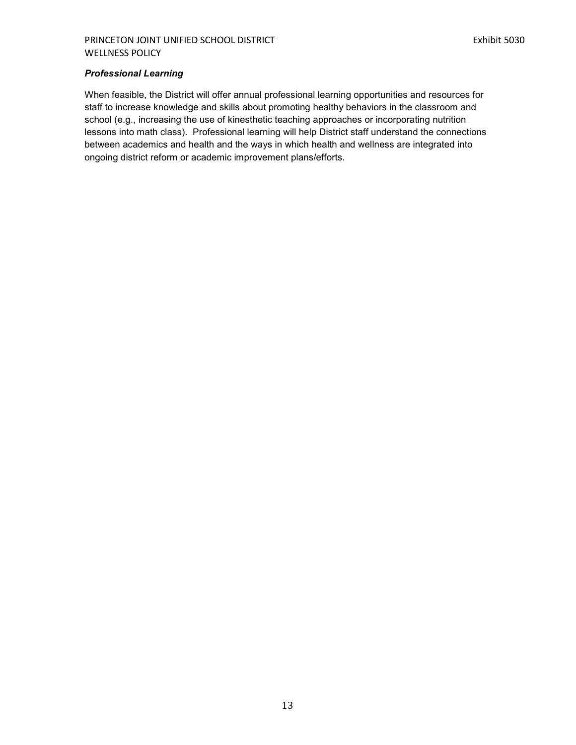### *Professional Learning*

When feasible, the District will offer annual professional learning opportunities and resources for staff to increase knowledge and skills about promoting healthy behaviors in the classroom and school (e.g., increasing the use of kinesthetic teaching approaches or incorporating nutrition lessons into math class). Professional learning will help District staff understand the connections between academics and health and the ways in which health and wellness are integrated into ongoing district reform or academic improvement plans/efforts.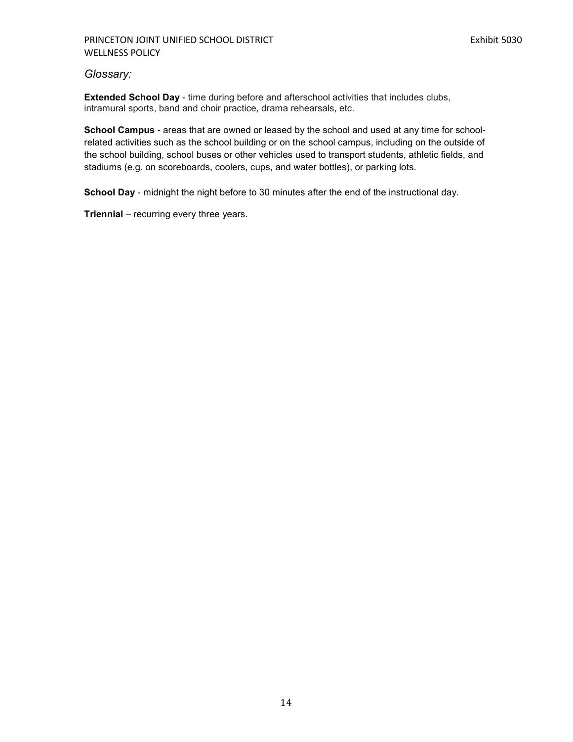*Glossary:*

**Extended School Day** - time during before and afterschool activities that includes clubs, intramural sports, band and choir practice, drama rehearsals, etc.

**School Campus** - areas that are owned or leased by the school and used at any time for school-related activities such as the school building or on the school campus, including on the outside of the school building, school buses or other vehicles used to transport students, athletic fields, and stadiums (e.g. on scoreboards, coolers, cups, and water bottles), or parking lots.

**School Day** - midnight the night before to 30 minutes after the end of the instructional day.

**Triennial** – recurring every three years.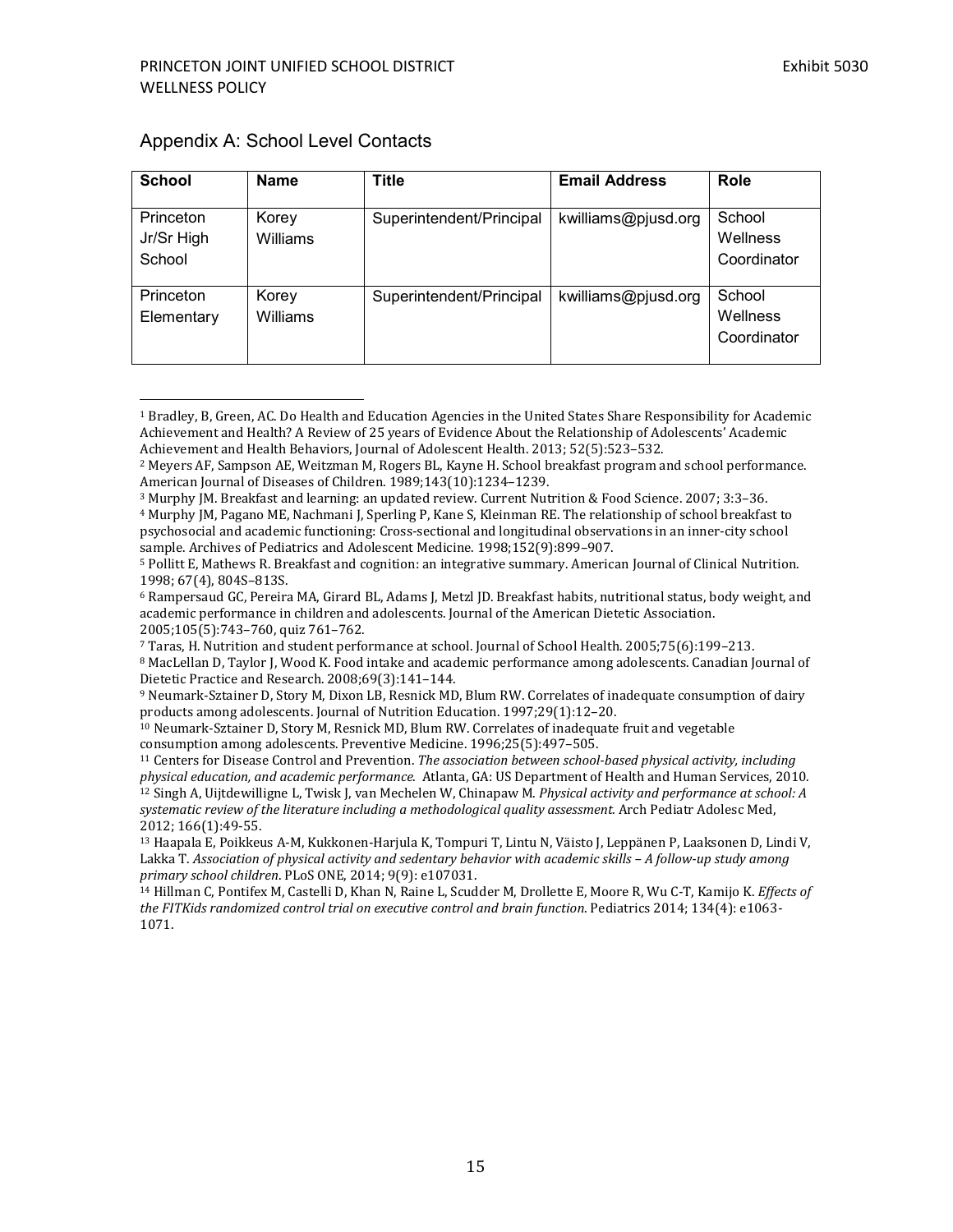## Appendix A: School Level Contacts

| School | Name | Title | Email Address | Role |
|---|---|---|---|---|
| Princeton Jr/Sr High School | Korey Williams | Superintendent/Principal | kwilliams@pjusd.org | School Wellness Coordinator |
| Princeton Elementary | Korey Williams | Superintendent/Principal | kwilliams@pjusd.org | School Wellness Coordinator |

---

[1] Bradley, B, Green, AC. Do Health and Education Agencies in the United States Share Responsibility for Academic Achievement and Health? A Review of 25 years of Evidence About the Relationship of Adolescents' Academic Achievement and Health Behaviors, Journal of Adolescent Health. 2013; 52(5):523–532.

[2] Meyers AF, Sampson AE, Weitzman M, Rogers BL, Kayne H. School breakfast program and school performance. American Journal of Diseases of Children. 1989;143(10):1234–1239.

[3] Murphy JM. Breakfast and learning: an updated review. Current Nutrition & Food Science. 2007; 3:3–36.

[4] Murphy JM, Pagano ME, Nachmani J, Sperling P, Kane S, Kleinman RE. The relationship of school breakfast to psychosocial and academic functioning: Cross-sectional and longitudinal observations in an inner-city school sample. Archives of Pediatrics and Adolescent Medicine. 1998;152(9):899–907.

[5] Pollitt E, Mathews R. Breakfast and cognition: an integrative summary. American Journal of Clinical Nutrition. 1998; 67(4), 804S–813S.

[6] Rampersaud GC, Pereira MA, Girard BL, Adams J, Metzl JD. Breakfast habits, nutritional status, body weight, and academic performance in children and adolescents. Journal of the American Dietetic Association. 2005;105(5):743–760, quiz 761–762.

[7] Taras, H. Nutrition and student performance at school. Journal of School Health. 2005;75(6):199–213.

[8] MacLellan D, Taylor J, Wood K. Food intake and academic performance among adolescents. Canadian Journal of Dietetic Practice and Research. 2008;69(3):141–144.

[9] Neumark-Sztainer D, Story M, Dixon LB, Resnick MD, Blum RW. Correlates of inadequate consumption of dairy products among adolescents. Journal of Nutrition Education. 1997;29(1):12–20.

[10] Neumark-Sztainer D, Story M, Resnick MD, Blum RW. Correlates of inadequate fruit and vegetable consumption among adolescents. Preventive Medicine. 1996;25(5):497–505.

[11] Centers for Disease Control and Prevention. *The association between school-based physical activity, including physical education, and academic performance.* Atlanta, GA: US Department of Health and Human Services, 2010.

[12] Singh A, Uijtdewilligne L, Twisk J, van Mechelen W, Chinapaw M. *Physical activity and performance at school: A systematic review of the literature including a methodological quality assessment.* Arch Pediatr Adolesc Med, 2012; 166(1):49-55.

[13] Haapala E, Poikkeus A-M, Kukkonen-Harjula K, Tompuri T, Lintu N, Väisto J, Leppänen P, Laaksonen D, Lindi V, Lakka T. *Association of physical activity and sedentary behavior with academic skills – A follow-up study among primary school children*. PLoS ONE, 2014; 9(9): e107031.

[14] Hillman C, Pontifex M, Castelli D, Khan N, Raine L, Scudder M, Drollette E, Moore R, Wu C-T, Kamijo K. *Effects of the FITKids randomized control trial on executive control and brain function*. Pediatrics 2014; 134(4): e1063-1071.